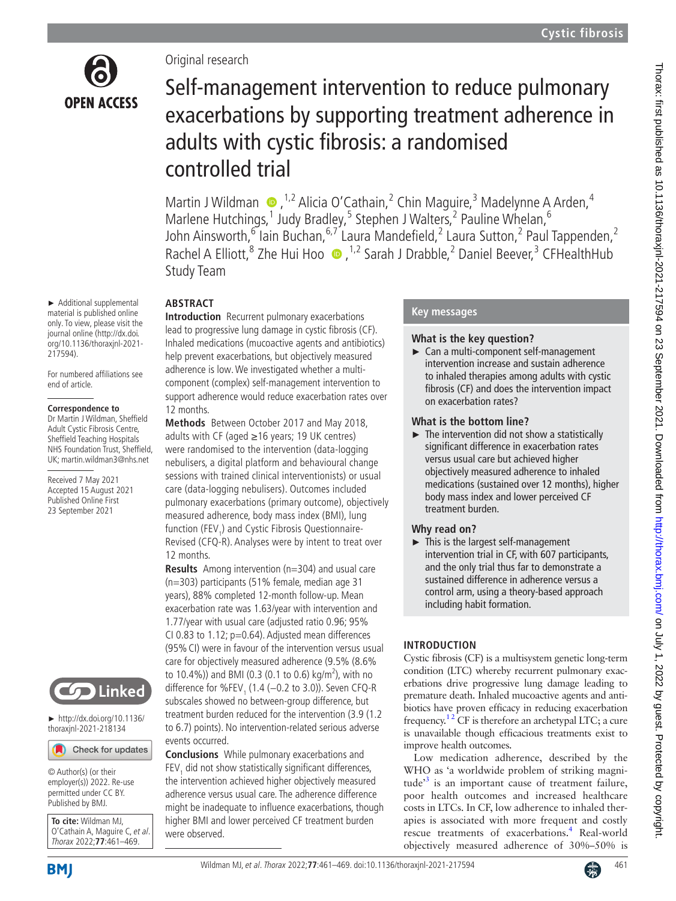Original research

# Self-management intervention to reduce pulmonary exacerbations by supporting treatment adherence in adults with cystic fibrosis: a randomised controlled trial

Martin J Wildman,[1,2] Alicia O'Cathain,[2] Chin Maguire,[3] Madelynne A Arden,[4] Marlene Hutchings,[1] Judy Bradley,[5] Stephen J Walters,[2] Pauline Whelan,[6] John Ainsworth,[6] Iain Buchan,[6,7] Laura Mandefield,[2] Laura Sutton,[2] Paul Tappenden,[2] Rachel A Elliott,[8] Zhe Hui Hoo,[1,2] Sarah J Drabble,[2] Daniel Beever,[3] CFHealthHub Study Team

► Additional supplemental material is published online only. To view, please visit the journal online (http://dx.doi.org/10.1136/thoraxjnl-2021-217594).

For numbered affiliations see end of article.

**Correspondence to**
Dr Martin J Wildman, Sheffield Adult Cystic Fibrosis Centre, Sheffield Teaching Hospitals NHS Foundation Trust, Sheffield, UK; martin.wildman3@nhs.net

Received 7 May 2021
Accepted 15 August 2021
Published Online First 23 September 2021

► http://dx.doi.org/10.1136/thoraxjnl-2021-218134

© Author(s) (or their employer(s)) 2022. Re-use permitted under CC BY. Published by BMJ.

**To cite:** Wildman MJ, O'Cathain A, Maguire C, *et al*. *Thorax* 2022;**77**:461–469.

## ABSTRACT

**Introduction** Recurrent pulmonary exacerbations lead to progressive lung damage in cystic fibrosis (CF). Inhaled medications (mucoactive agents and antibiotics) help prevent exacerbations, but objectively measured adherence is low. We investigated whether a multi-component (complex) self-management intervention to support adherence would reduce exacerbation rates over 12 months.

**Methods** Between October 2017 and May 2018, adults with CF (aged ≥16 years; 19 UK centres) were randomised to the intervention (data-logging nebulisers, a digital platform and behavioural change sessions with trained clinical interventionists) or usual care (data-logging nebulisers). Outcomes included pulmonary exacerbations (primary outcome), objectively measured adherence, body mass index (BMI), lung function ($FEV_1$) and Cystic Fibrosis Questionnaire-Revised (CFQ-R). Analyses were by intent to treat over 12 months.

**Results** Among intervention (n=304) and usual care (n=303) participants (51% female, median age 31 years), 88% completed 12-month follow-up. Mean exacerbation rate was 1.63/year with intervention and 1.77/year with usual care (adjusted ratio 0.96; 95% CI 0.83 to 1.12; p=0.64). Adjusted mean differences (95% CI) were in favour of the intervention versus usual care for objectively measured adherence (9.5% (8.6% to 10.4%)) and BMI (0.3 (0.1 to 0.6) kg/m$^2$), with no difference for %$FEV_1$ (1.4 (−0.2 to 3.0)). Seven CFQ-R subscales showed no between-group difference, but treatment burden reduced for the intervention (3.9 (1.2 to 6.7) points). No intervention-related serious adverse events occurred.

**Conclusions** While pulmonary exacerbations and $FEV_1$ did not show statistically significant differences, the intervention achieved higher objectively measured adherence versus usual care. The adherence difference might be inadequate to influence exacerbations, though higher BMI and lower perceived CF treatment burden were observed.

## Key messages

### What is the key question?

► Can a multi-component self-management intervention increase and sustain adherence to inhaled therapies among adults with cystic fibrosis (CF) and does the intervention impact on exacerbation rates?

### What is the bottom line?

► The intervention did not show a statistically significant difference in exacerbation rates versus usual care but achieved higher objectively measured adherence to inhaled medications (sustained over 12 months), higher body mass index and lower perceived CF treatment burden.

### Why read on?

► This is the largest self-management intervention trial in CF, with 607 participants, and the only trial thus far to demonstrate a sustained difference in adherence versus a control arm, using a theory-based approach including habit formation.

## INTRODUCTION

Cystic fibrosis (CF) is a multisystem genetic long-term condition (LTC) whereby recurrent pulmonary exacerbations drive progressive lung damage leading to premature death. Inhaled mucoactive agents and antibiotics have proven efficacy in reducing exacerbation frequency.[1,2] CF is therefore an archetypal LTC; a cure is unavailable though efficacious treatments exist to improve health outcomes.

Low medication adherence, described by the WHO as 'a worldwide problem of striking magnitude'[3] is an important cause of treatment failure, poor health outcomes and increased healthcare costs in LTCs. In CF, low adherence to inhaled therapies is associated with more frequent and costly rescue treatments of exacerbations.[4] Real-world objectively measured adherence of 30%–50% is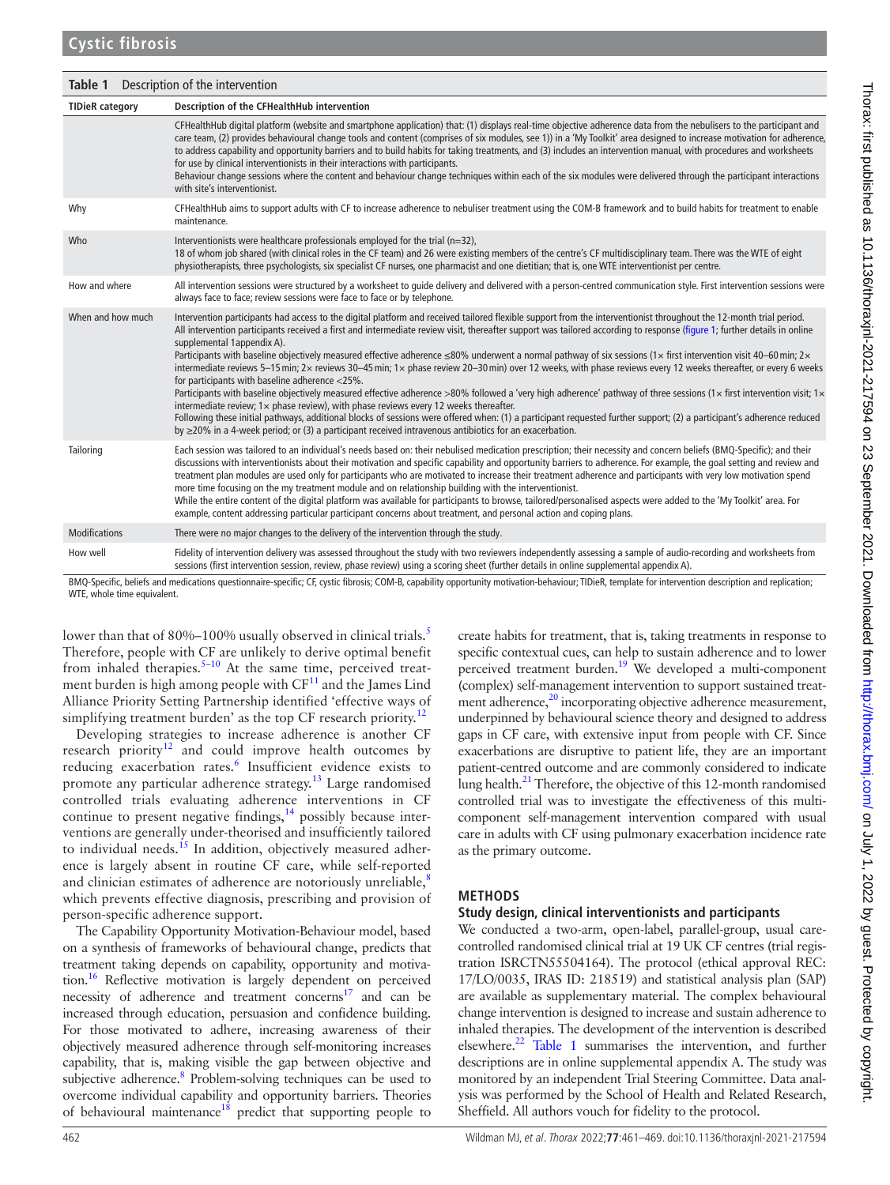**Table 1** Description of the intervention

| TIDieR category | Description of the CFHealthHub intervention |
|---|---|
| | CFHealthHub digital platform (website and smartphone application) that: (1) displays real-time objective adherence data from the nebulisers to the participant and care team, (2) provides behavioural change tools and content (comprises of six modules, see 1)) in a 'My Toolkit' area designed to increase motivation for adherence, to address capability and opportunity barriers and to build habits for taking treatments, and (3) includes an intervention manual, with procedures and worksheets for use by clinical interventionists in their interactions with participants. Behaviour change sessions where the content and behaviour change techniques within each of the six modules were delivered through the participant interactions with site's interventionist. |
| Why | CFHealthHub aims to support adults with CF to increase adherence to nebuliser treatment using the COM-B framework and to build habits for treatment to enable maintenance. |
| Who | Interventionists were healthcare professionals employed for the trial (n=32), 18 of whom job shared (with clinical roles in the CF team) and 26 were existing members of the centre's CF multidisciplinary team. There was the WTE of eight physiotherapists, three psychologists, six specialist CF nurses, one pharmacist and one dietitian; that is, one WTE interventionist per centre. |
| How and where | All intervention sessions were structured by a worksheet to guide delivery and delivered with a person-centred communication style. First intervention sessions were always face to face; review sessions were face to face or by telephone. |
| When and how much | Intervention participants had access to the digital platform and received tailored flexible support from the interventionist throughout the 12-month trial period. All intervention participants received a first and intermediate review visit, thereafter support was tailored according to response (figure 1; further details in online supplemental 1appendix A). Participants with baseline objectively measured effective adherence ≤80% underwent a normal pathway of six sessions (1× first intervention visit 40–60 min; 2× intermediate reviews 5–15 min; 2× reviews 30–45 min; 1× phase review 20–30 min) over 12 weeks, with phase reviews every 12 weeks thereafter, or every 6 weeks for participants with baseline adherence <25%. Participants with baseline objectively measured effective adherence >80% followed a 'very high adherence' pathway of three sessions (1× first intervention visit; 1× intermediate review; 1× phase review), with phase reviews every 12 weeks thereafter. Following these initial pathways, additional blocks of sessions were offered when: (1) a participant requested further support; (2) a participant's adherence reduced by ≥20% in a 4-week period; or (3) a participant received intravenous antibiotics for an exacerbation. |
| Tailoring | Each session was tailored to an individual's needs based on: their nebulised medication prescription; their necessity and concern beliefs (BMQ-Specific); and their discussions with interventionists about their motivation and specific capability and opportunity barriers to adherence. For example, the goal setting and review and treatment plan modules are used only for participants who are motivated to increase their treatment adherence and participants with very low motivation spend more time focusing on the my treatment module and on relationship building with the interventionist. While the entire content of the digital platform was available for participants to browse, tailored/personalised aspects were added to the 'My Toolkit' area. For example, content addressing particular participant concerns about treatment, and personal action and coping plans. |
| Modifications | There were no major changes to the delivery of the intervention through the study. |
| How well | Fidelity of intervention delivery was assessed throughout the study with two reviewers independently assessing a sample of audio-recording and worksheets from sessions (first intervention session, review, phase review) using a scoring sheet (further details in online supplemental appendix A). |

BMQ-Specific, beliefs and medications questionnaire-specific; CF, cystic fibrosis; COM-B, capability opportunity motivation-behaviour; TIDieR, template for intervention description and replication; WTE, whole time equivalent.

lower than that of 80%–100% usually observed in clinical trials.[5] Therefore, people with CF are unlikely to derive optimal benefit from inhaled therapies.[5–10] At the same time, perceived treatment burden is high among people with CF[11] and the James Lind Alliance Priority Setting Partnership identified 'effective ways of simplifying treatment burden' as the top CF research priority.[12]

Developing strategies to increase adherence is another CF research priority[12] and could improve health outcomes by reducing exacerbation rates.[6] Insufficient evidence exists to promote any particular adherence strategy.[13] Large randomised controlled trials evaluating adherence interventions in CF continue to present negative findings,[14] possibly because interventions are generally under-theorised and insufficiently tailored to individual needs.[15] In addition, objectively measured adherence is largely absent in routine CF care, while self-reported and clinician estimates of adherence are notoriously unreliable,[8] which prevents effective diagnosis, prescribing and provision of person-specific adherence support.

The Capability Opportunity Motivation-Behaviour model, based on a synthesis of frameworks of behavioural change, predicts that treatment taking depends on capability, opportunity and motivation.[16] Reflective motivation is largely dependent on perceived necessity of adherence and treatment concerns[17] and can be increased through education, persuasion and confidence building. For those motivated to adhere, increasing awareness of their objectively measured adherence through self-monitoring increases capability, that is, making visible the gap between objective and subjective adherence.[8] Problem-solving techniques can be used to overcome individual capability and opportunity barriers. Theories of behavioural maintenance[18] predict that supporting people to create habits for treatment, that is, taking treatments in response to specific contextual cues, can help to sustain adherence and to lower perceived treatment burden.[19] We developed a multi-component (complex) self-management intervention to support sustained treatment adherence,[20] incorporating objective adherence measurement, underpinned by behavioural science theory and designed to address gaps in CF care, with extensive input from people with CF. Since exacerbations are disruptive to patient life, they are an important patient-centred outcome and are commonly considered to indicate lung health.[21] Therefore, the objective of this 12-month randomised controlled trial was to investigate the effectiveness of this multi-component self-management intervention compared with usual care in adults with CF using pulmonary exacerbation incidence rate as the primary outcome.

## METHODS

### Study design, clinical interventionists and participants

We conducted a two-arm, open-label, parallel-group, usual care-controlled randomised clinical trial at 19 UK CF centres (trial registration ISRCTN55504164). The protocol (ethical approval REC: 17/LO/0035, IRAS ID: 218519) and statistical analysis plan (SAP) are available as supplementary material. The complex behavioural change intervention is designed to increase and sustain adherence to inhaled therapies. The development of the intervention is described elsewhere.[22] Table 1 summarises the intervention, and further descriptions are in online supplemental appendix A. The study was monitored by an independent Trial Steering Committee. Data analysis was performed by the School of Health and Related Research, Sheffield. All authors vouch for fidelity to the protocol.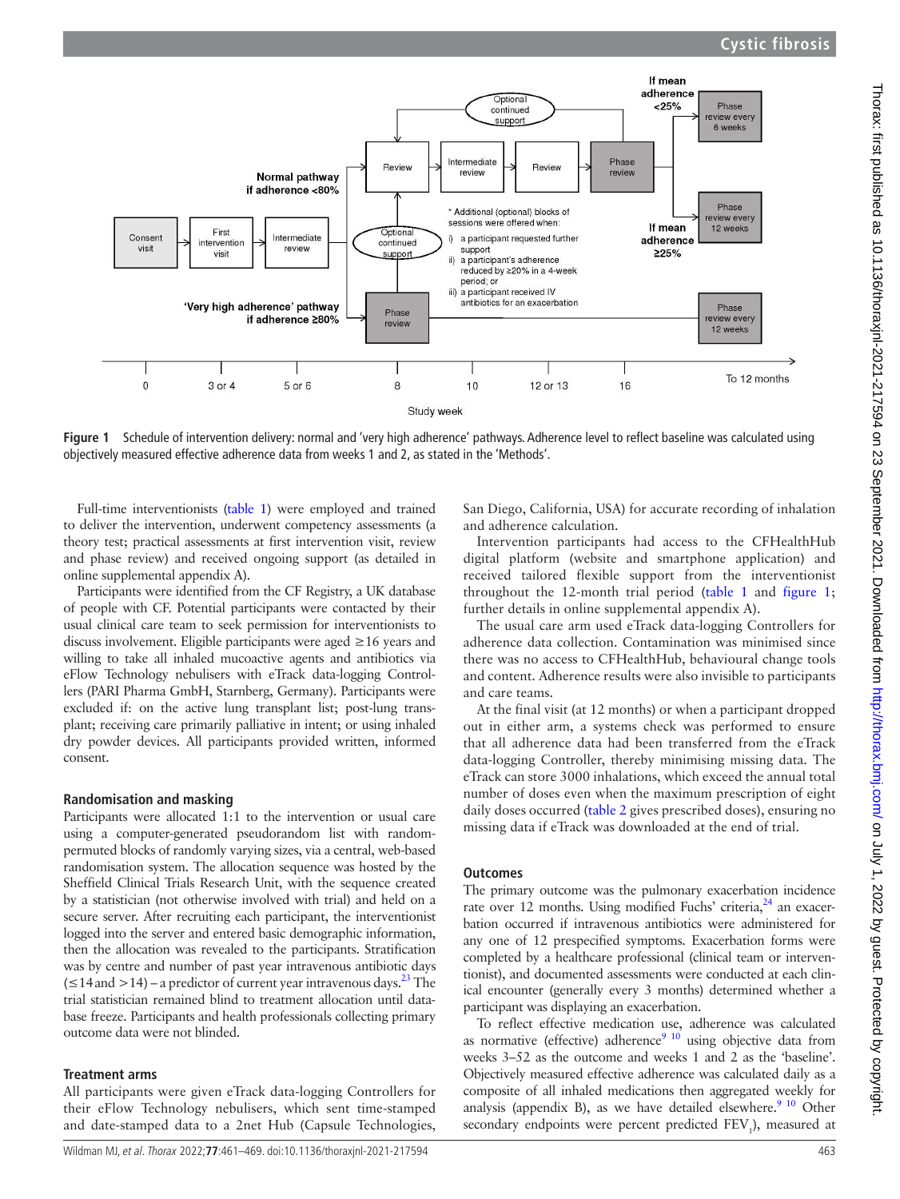Figure 1 Schedule of intervention delivery: normal and 'very high adherence' pathways. Adherence level to reflect baseline was calculated using objectively measured effective adherence data from weeks 1 and 2, as stated in the 'Methods'.

Full-time interventionists (table 1) were employed and trained to deliver the intervention, underwent competency assessments (a theory test; practical assessments at first intervention visit, review and phase review) and received ongoing support (as detailed in online supplemental appendix A).

Participants were identified from the CF Registry, a UK database of people with CF. Potential participants were contacted by their usual clinical care team to seek permission for interventionists to discuss involvement. Eligible participants were aged ≥16 years and willing to take all inhaled mucoactive agents and antibiotics via eFlow Technology nebulisers with eTrack data-logging Controllers (PARI Pharma GmbH, Starnberg, Germany). Participants were excluded if: on the active lung transplant list; post-lung transplant; receiving care primarily palliative in intent; or using inhaled dry powder devices. All participants provided written, informed consent.

### Randomisation and masking

Participants were allocated 1:1 to the intervention or usual care using a computer-generated pseudorandom list with random-permuted blocks of randomly varying sizes, via a central, web-based randomisation system. The allocation sequence was hosted by the Sheffield Clinical Trials Research Unit, with the sequence created by a statistician (not otherwise involved with trial) and held on a secure server. After recruiting each participant, the interventionist logged into the server and entered basic demographic information, then the allocation was revealed to the participants. Stratification was by centre and number of past year intravenous antibiotic days (≤14 and >14) – a predictor of current year intravenous days.[23] The trial statistician remained blind to treatment allocation until database freeze. Participants and health professionals collecting primary outcome data were not blinded.

### Treatment arms

All participants were given eTrack data-logging Controllers for their eFlow Technology nebulisers, which sent time-stamped and date-stamped data to a 2net Hub (Capsule Technologies, San Diego, California, USA) for accurate recording of inhalation and adherence calculation.

Intervention participants had access to the CFHealthHub digital platform (website and smartphone application) and received tailored flexible support from the interventionist throughout the 12-month trial period (table 1 and figure 1; further details in online supplemental appendix A).

The usual care arm used eTrack data-logging Controllers for adherence data collection. Contamination was minimised since there was no access to CFHealthHub, behavioural change tools and content. Adherence results were also invisible to participants and care teams.

At the final visit (at 12 months) or when a participant dropped out in either arm, a systems check was performed to ensure that all adherence data had been transferred from the eTrack data-logging Controller, thereby minimising missing data. The eTrack can store 3000 inhalations, which exceed the annual total number of doses even when the maximum prescription of eight daily doses occurred (table 2 gives prescribed doses), ensuring no missing data if eTrack was downloaded at the end of trial.

### Outcomes

The primary outcome was the pulmonary exacerbation incidence rate over 12 months. Using modified Fuchs' criteria,[24] an exacerbation occurred if intravenous antibiotics were administered for any one of 12 prespecified symptoms. Exacerbation forms were completed by a healthcare professional (clinical team or interventionist), and documented assessments were conducted at each clinical encounter (generally every 3 months) determined whether a participant was displaying an exacerbation.

To reflect effective medication use, adherence was calculated as normative (effective) adherence[9 10] using objective data from weeks 3–52 as the outcome and weeks 1 and 2 as the 'baseline'. Objectively measured effective adherence was calculated daily as a composite of all inhaled medications then aggregated weekly for analysis (appendix B), as we have detailed elsewhere.[9 10] Other secondary endpoints were percent predicted $FEV_1$), measured at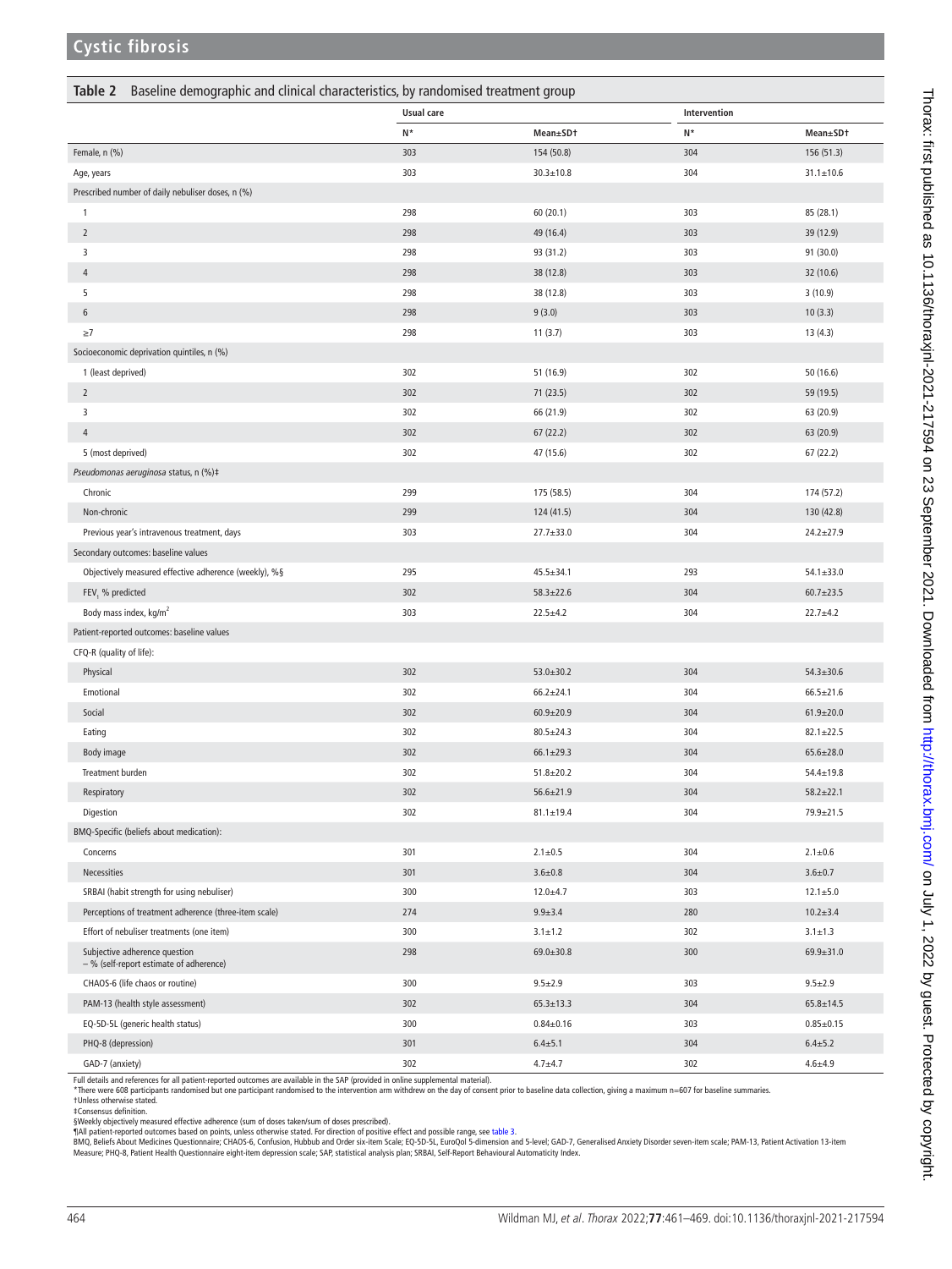**Table 2** Baseline demographic and clinical characteristics, by randomised treatment group

| | Usual care | | Intervention | |
|---|---|---|---|---|
| | N* | Mean±SD† | N* | Mean±SD† |
| Female, n (%) | 303 | 154 (50.8) | 304 | 156 (51.3) |
| Age, years | 303 | 30.3±10.8 | 304 | 31.1±10.6 |
| Prescribed number of daily nebuliser doses, n (%) | | | | |
| 1 | 298 | 60 (20.1) | 303 | 85 (28.1) |
| 2 | 298 | 49 (16.4) | 303 | 39 (12.9) |
| 3 | 298 | 93 (31.2) | 303 | 91 (30.0) |
| 4 | 298 | 38 (12.8) | 303 | 32 (10.6) |
| 5 | 298 | 38 (12.8) | 303 | 3 (10.9) |
| 6 | 298 | 9 (3.0) | 303 | 10 (3.3) |
| ≥7 | 298 | 11 (3.7) | 303 | 13 (4.3) |
| Socioeconomic deprivation quintiles, n (%) | | | | |
| 1 (least deprived) | 302 | 51 (16.9) | 302 | 50 (16.6) |
| 2 | 302 | 71 (23.5) | 302 | 59 (19.5) |
| 3 | 302 | 66 (21.9) | 302 | 63 (20.9) |
| 4 | 302 | 67 (22.2) | 302 | 63 (20.9) |
| 5 (most deprived) | 302 | 47 (15.6) | 302 | 67 (22.2) |
| *Pseudomonas aeruginosa* status, n (%)‡ | | | | |
| Chronic | 299 | 175 (58.5) | 304 | 174 (57.2) |
| Non-chronic | 299 | 124 (41.5) | 304 | 130 (42.8) |
| Previous year's intravenous treatment, days | 303 | 27.7±33.0 | 304 | 24.2±27.9 |
| Secondary outcomes: baseline values | | | | |
| Objectively measured effective adherence (weekly), %§ | 295 | 45.5±34.1 | 293 | 54.1±33.0 |
| $FEV_1$ % predicted | 302 | 58.3±22.6 | 304 | 60.7±23.5 |
| Body mass index, $kg/m^2$ | 303 | 22.5±4.2 | 304 | 22.7±4.2 |
| Patient-reported outcomes: baseline values | | | | |
| CFQ-R (quality of life): | | | | |
| Physical | 302 | 53.0±30.2 | 304 | 54.3±30.6 |
| Emotional | 302 | 66.2±24.1 | 304 | 66.5±21.6 |
| Social | 302 | 60.9±20.9 | 304 | 61.9±20.0 |
| Eating | 302 | 80.5±24.3 | 304 | 82.1±22.5 |
| Body image | 302 | 66.1±29.3 | 304 | 65.6±28.0 |
| Treatment burden | 302 | 51.8±20.2 | 304 | 54.4±19.8 |
| Respiratory | 302 | 56.6±21.9 | 304 | 58.2±22.1 |
| Digestion | 302 | 81.1±19.4 | 304 | 79.9±21.5 |
| BMQ-Specific (beliefs about medication): | | | | |
| Concerns | 301 | 2.1±0.5 | 304 | 2.1±0.6 |
| Necessities | 301 | 3.6±0.8 | 304 | 3.6±0.7 |
| SRBAI (habit strength for using nebuliser) | 300 | 12.0±4.7 | 303 | 12.1±5.0 |
| Perceptions of treatment adherence (three-item scale) | 274 | 9.9±3.4 | 280 | 10.2±3.4 |
| Effort of nebuliser treatments (one item) | 300 | 3.1±1.2 | 302 | 3.1±1.3 |
| Subjective adherence question – % (self-report estimate of adherence) | 298 | 69.0±30.8 | 300 | 69.9±31.0 |
| CHAOS-6 (life chaos or routine) | 300 | 9.5±2.9 | 303 | 9.5±2.9 |
| PAM-13 (health style assessment) | 302 | 65.3±13.3 | 304 | 65.8±14.5 |
| EQ-5D-5L (generic health status) | 300 | 0.84±0.16 | 303 | 0.85±0.15 |
| PHQ-8 (depression) | 301 | 6.4±5.1 | 304 | 6.4±5.2 |
| GAD-7 (anxiety) | 302 | 4.7±4.7 | 302 | 4.6±4.9 |

Full details and references for all patient-reported outcomes are available in the SAP (provided in online supplemental material).
*There were 608 participants randomised but one participant randomised to the intervention arm withdrew on the day of consent prior to baseline data collection, giving a maximum n=607 for baseline summaries.
†Unless otherwise stated.
‡Consensus definition.
§Weekly objectively measured effective adherence (sum of doses taken/sum of doses prescribed).
¶All patient-reported outcomes based on points, unless otherwise stated. For direction of positive effect and possible range, see table 3.
BMQ, Beliefs About Medicines Questionnaire; CHAOS-6, Confusion, Hubbub and Order six-item Scale; EQ-5D-5L, EuroQol 5-dimension and 5-level; GAD-7, Generalised Anxiety Disorder seven-item scale; PAM-13, Patient Activation 13-item Measure; PHQ-8, Patient Health Questionnaire eight-item depression scale; SAP, statistical analysis plan; SRBAI, Self-Report Behavioural Automaticity Index.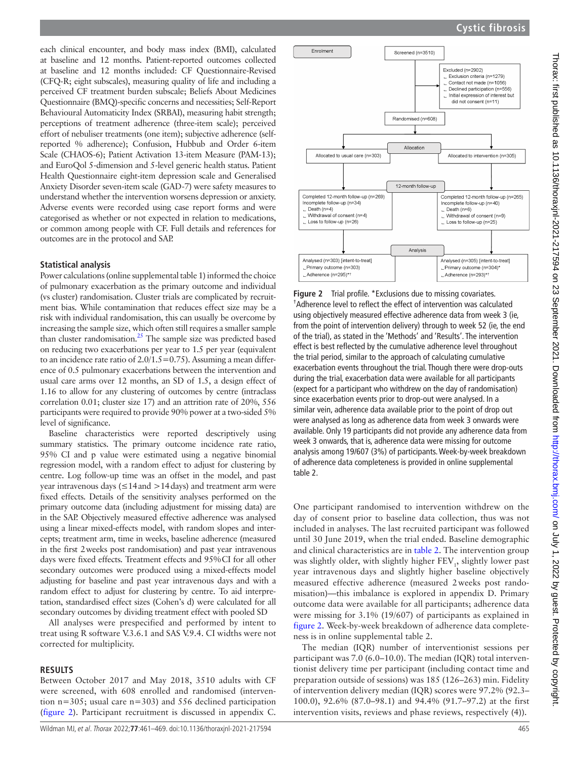each clinical encounter, and body mass index (BMI), calculated at baseline and 12 months. Patient-reported outcomes collected at baseline and 12 months included: CF Questionnaire-Revised (CFQ-R; eight subscales), measuring quality of life and including a perceived CF treatment burden subscale; Beliefs About Medicines Questionnaire (BMQ)-specific concerns and necessities; Self-Report Behavioural Automaticity Index (SRBAI), measuring habit strength; perceptions of treatment adherence (three-item scale); perceived effort of nebuliser treatments (one item); subjective adherence (self-reported % adherence); Confusion, Hubbub and Order 6-item Scale (CHAOS-6); Patient Activation 13-item Measure (PAM-13); and EuroQol 5-dimension and 5-level generic health status. Patient Health Questionnaire eight-item depression scale and Generalised Anxiety Disorder seven-item scale (GAD-7) were safety measures to understand whether the intervention worsens depression or anxiety. Adverse events were recorded using case report forms and were categorised as whether or not expected in relation to medications, or common among people with CF. Full details and references for outcomes are in the protocol and SAP.

### Statistical analysis

Power calculations (online supplemental table 1) informed the choice of pulmonary exacerbation as the primary outcome and individual (vs cluster) randomisation. Cluster trials are complicated by recruitment bias. While contamination that reduces effect size may be a risk with individual randomisation, this can usually be overcome by increasing the sample size, which often still requires a smaller sample than cluster randomisation.[25] The sample size was predicted based on reducing two exacerbations per year to 1.5 per year (equivalent to an incidence rate ratio of 2.0/1.5=0.75). Assuming a mean difference of 0.5 pulmonary exacerbations between the intervention and usual care arms over 12 months, an SD of 1.5, a design effect of 1.16 to allow for any clustering of outcomes by centre (intraclass correlation 0.01; cluster size 17) and an attrition rate of 20%, 556 participants were required to provide 90% power at a two-sided 5% level of significance.

Baseline characteristics were reported descriptively using summary statistics. The primary outcome incidence rate ratio, 95% CI and p value were estimated using a negative binomial regression model, with a random effect to adjust for clustering by centre. Log follow-up time was an offset in the model, and past year intravenous days (≤14 and >14 days) and treatment arm were fixed effects. Details of the sensitivity analyses performed on the primary outcome data (including adjustment for missing data) are in the SAP. Objectively measured effective adherence was analysed using a linear mixed-effects model, with random slopes and intercepts; treatment arm, time in weeks, baseline adherence (measured in the first 2 weeks post randomisation) and past year intravenous days were fixed effects. Treatment effects and 95% CI for all other secondary outcomes were produced using a mixed-effects model adjusting for baseline and past year intravenous days and with a random effect to adjust for clustering by centre. To aid interpretation, standardised effect sizes (Cohen's d) were calculated for all secondary outcomes by dividing treatment effect with pooled SD

All analyses were prespecified and performed by intent to treat using R software V.3.6.1 and SAS V.9.4. CI widths were not corrected for multiplicity.

## RESULTS

Between October 2017 and May 2018, 3510 adults with CF were screened, with 608 enrolled and randomised (intervention n=305; usual care n=303) and 556 declined participation (figure 2). Participant recruitment is discussed in appendix C.

**Enrolment**

Screened (n=3510)

Excluded (n=2902)
- Exclusion criteria (n=1279)
- Contact not made (n=1056)
- Declined participation (n=556)
- Initial expression of interest but did not consent (n=11)

Randomised (n=608)

**Allocation**

Allocated to usual care (n=303) | Allocated to intervention (n=305)

**12-month follow-up**

Usual care: Completed 12-month follow-up (n=269); Incomplete follow-up (n=34)
- Death (n=4)
- Withdrawal of consent (n=4)
- Loss to follow-up (n=26)

Intervention: Completed 12-month follow-up (n=265); Incomplete follow-up (n=40)
- Death (n=6)
- Withdrawal of consent (n=9)
- Loss to follow-up (n=25)

**Analysis**

Usual care: Analysed (n=303) [intent-to-treat]
- Primary outcome (n=303)
- Adherence (n=295)*†

Intervention: Analysed (n=305) [intent-to-treat]
- Primary outcome (n=304)*
- Adherence (n=293)*†

**Figure 2** Trial profile. *Exclusions due to missing covariates. †Adherence level to reflect the effect of intervention was calculated using objectively measured effective adherence data from week 3 (ie, from the point of intervention delivery) through to week 52 (ie, the end of the trial), as stated in the 'Methods' and 'Results'. The intervention effect is best reflected by the cumulative adherence level throughout the trial period, similar to the approach of calculating cumulative exacerbation events throughout the trial. Though there were drop-outs during the trial, exacerbation data were available for all participants (expect for a participant who withdrew on the day of randomisation) since exacerbation events prior to drop-out were analysed. In a similar vein, adherence data available prior to the point of drop out were analysed as long as adherence data from week 3 onwards were available. Only 19 participants did not provide any adherence data from week 3 onwards, that is, adherence data were missing for outcome analysis among 19/607 (3%) of participants. Week-by-week breakdown of adherence data completeness is provided in online supplemental table 2.

One participant randomised to intervention withdrew on the day of consent prior to baseline data collection, thus was not included in analyses. The last recruited participant was followed until 30 June 2019, when the trial ended. Baseline demographic and clinical characteristics are in table 2. The intervention group was slightly older, with slightly higher $FEV_1$, slightly lower past year intravenous days and slightly higher baseline objectively measured effective adherence (measured 2 weeks post randomisation)—this imbalance is explored in appendix D. Primary outcome data were available for all participants; adherence data were missing for 3.1% (19/607) of participants as explained in figure 2. Week-by-week breakdown of adherence data completeness is in online supplemental table 2.

The median (IQR) number of interventionist sessions per participant was 7.0 (6.0–10.0). The median (IQR) total interventionist delivery time per participant (including contact time and preparation outside of sessions) was 185 (126–263) min. Fidelity of intervention delivery median (IQR) scores were 97.2% (92.3–100.0), 92.6% (87.0–98.1) and 94.4% (91.7–97.2) at the first intervention visits, reviews and phase reviews, respectively (4)).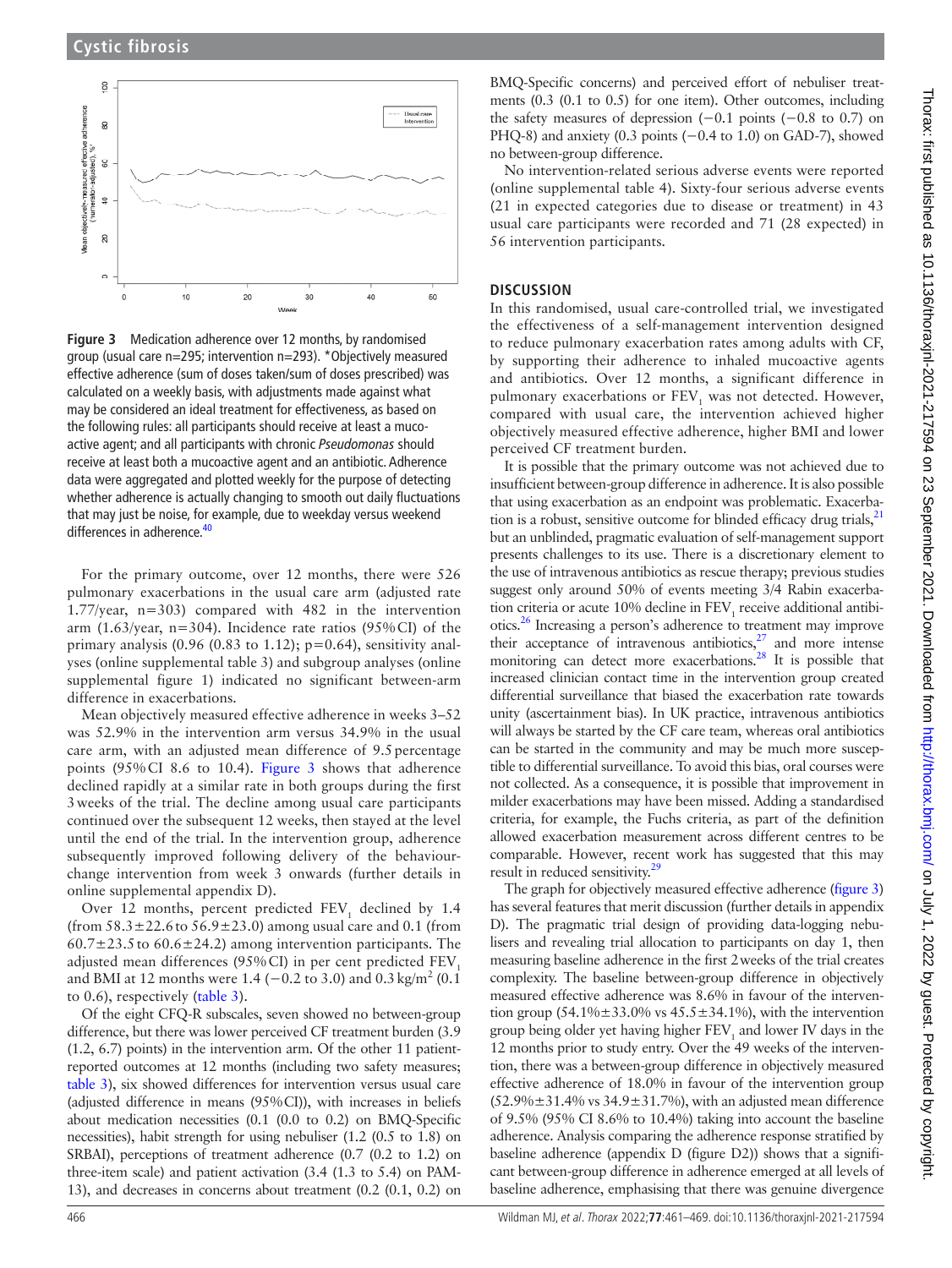Figure 3 Medication adherence over 12 months, by randomised group (usual care n=295; intervention n=293). *Objectively measured effective adherence (sum of doses taken/sum of doses prescribed) was calculated on a weekly basis, with adjustments made against what may be considered an ideal treatment for effectiveness, as based on the following rules: all participants should receive at least a mucoactive agent; and all participants with chronic *Pseudomonas* should receive at least both a mucoactive agent and an antibiotic. Adherence data were aggregated and plotted weekly for the purpose of detecting whether adherence is actually changing to smooth out daily fluctuations that may just be noise, for example, due to weekday versus weekend differences in adherence.[40]

For the primary outcome, over 12 months, there were 526 pulmonary exacerbations in the usual care arm (adjusted rate 1.77/year, n=303) compared with 482 in the intervention arm (1.63/year, n=304). Incidence rate ratios (95% CI) of the primary analysis (0.96 (0.83 to 1.12); p=0.64), sensitivity analyses (online supplemental table 3) and subgroup analyses (online supplemental figure 1) indicated no significant between-arm difference in exacerbations.

Mean objectively measured effective adherence in weeks 3–52 was 52.9% in the intervention arm versus 34.9% in the usual care arm, with an adjusted mean difference of 9.5 percentage points (95% CI 8.6 to 10.4). Figure 3 shows that adherence declined rapidly at a similar rate in both groups during the first 3 weeks of the trial. The decline among usual care participants continued over the subsequent 12 weeks, then stayed at the level until the end of the trial. In the intervention group, adherence subsequently improved following delivery of the behaviour-change intervention from week 3 onwards (further details in online supplemental appendix D).

Over 12 months, percent predicted $FEV_1$ declined by 1.4 (from 58.3±22.6 to 56.9±23.0) among usual care and 0.1 (from 60.7±23.5 to 60.6±24.2) among intervention participants. The adjusted mean differences (95% CI) in per cent predicted $FEV_1$ and BMI at 12 months were 1.4 (−0.2 to 3.0) and 0.3 $kg/m^2$ (0.1 to 0.6), respectively (table 3).

Of the eight CFQ-R subscales, seven showed no between-group difference, but there was lower perceived CF treatment burden (3.9 (1.2, 6.7) points) in the intervention arm. Of the other 11 patient-reported outcomes at 12 months (including two safety measures; table 3), six showed differences for intervention versus usual care (adjusted difference in means (95% CI)), with increases in beliefs about medication necessities (0.1 (0.0 to 0.2) on BMQ-Specific necessities), habit strength for using nebuliser (1.2 (0.5 to 1.8) on SRBAI), perceptions of treatment adherence (0.7 (0.2 to 1.2) on three-item scale) and patient activation (3.4 (1.3 to 5.4) on PAM-13), and decreases in concerns about treatment (0.2 (0.1, 0.2) on BMQ-Specific concerns) and perceived effort of nebuliser treatments (0.3 (0.1 to 0.5) for one item). Other outcomes, including the safety measures of depression (−0.1 points (−0.8 to 0.7) on PHQ-8) and anxiety (0.3 points (−0.4 to 1.0) on GAD-7), showed no between-group difference.

No intervention-related serious adverse events were reported (online supplemental table 4). Sixty-four serious adverse events (21 in expected categories due to disease or treatment) in 43 usual care participants were recorded and 71 (28 expected) in 56 intervention participants.

## DISCUSSION

In this randomised, usual care-controlled trial, we investigated the effectiveness of a self-management intervention designed to reduce pulmonary exacerbation rates among adults with CF, by supporting their adherence to inhaled mucoactive agents and antibiotics. Over 12 months, a significant difference in pulmonary exacerbations or $FEV_1$ was not detected. However, compared with usual care, the intervention achieved higher objectively measured effective adherence, higher BMI and lower perceived CF treatment burden.

It is possible that the primary outcome was not achieved due to insufficient between-group difference in adherence. It is also possible that using exacerbation as an endpoint was problematic. Exacerbation is a robust, sensitive outcome for blinded efficacy drug trials,[21] but an unblinded, pragmatic evaluation of self-management support presents challenges to its use. There is a discretionary element to the use of intravenous antibiotics as rescue therapy; previous studies suggest only around 50% of events meeting 3/4 Rabin exacerbation criteria or acute 10% decline in $FEV_1$ receive additional antibiotics.[26] Increasing a person's adherence to treatment may improve their acceptance of intravenous antibiotics,[27] and more intense monitoring can detect more exacerbations.[28] It is possible that increased clinician contact time in the intervention group created differential surveillance that biased the exacerbation rate towards unity (ascertainment bias). In UK practice, intravenous antibiotics will always be started by the CF care team, whereas oral antibiotics can be started in the community and may be much more susceptible to differential surveillance. To avoid this bias, oral courses were not collected. As a consequence, it is possible that improvement in milder exacerbations may have been missed. Adding a standardised criteria, for example, the Fuchs criteria, as part of the definition allowed exacerbation measurement across different centres to be comparable. However, recent work has suggested that this may result in reduced sensitivity.[29]

The graph for objectively measured effective adherence (figure 3) has several features that merit discussion (further details in appendix D). The pragmatic trial design of providing data-logging nebulisers and revealing trial allocation to participants on day 1, then measuring baseline adherence in the first 2 weeks of the trial creates complexity. The baseline between-group difference in objectively measured effective adherence was 8.6% in favour of the intervention group (54.1%±33.0% vs 45.5±34.1%), with the intervention group being older yet having higher $FEV_1$ and lower IV days in the 12 months prior to study entry. Over the 49 weeks of the intervention, there was a between-group difference in objectively measured effective adherence of 18.0% in favour of the intervention group (52.9%±31.4% vs 34.9±31.7%), with an adjusted mean difference of 9.5% (95% CI 8.6% to 10.4%) taking into account the baseline adherence. Analysis comparing the adherence response stratified by baseline adherence (appendix D (figure D2)) shows that a significant between-group difference in adherence emerged at all levels of baseline adherence, emphasising that there was genuine divergence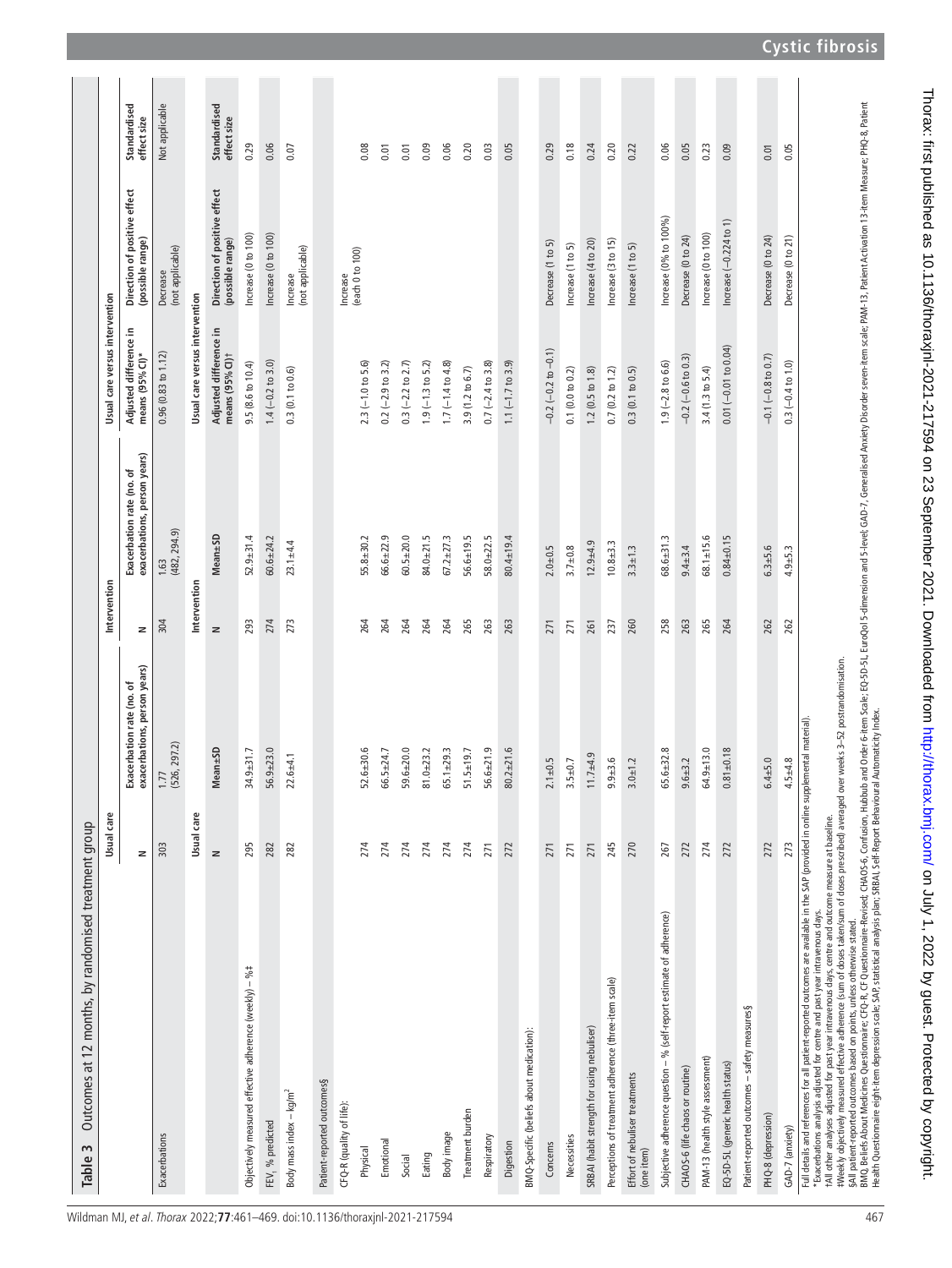**Table 3** Outcomes at 12 months, by randomised treatment group

| | Usual care | | Intervention | | Usual care versus intervention | | |
|---|---|---|---|---|---|---|---|
| | N | Exacerbation rate (no. of exacerbations, person years) | N | Exacerbation rate (no. of exacerbations, person years) | Adjusted difference in means (95% CI)* | Direction of positive effect (possible range) | Standardised effect size |
| Exacerbations | 303 | 1.77 (526, 297.2) | 304 | 1.63 (482, 294.9) | 0.96 (0.83 to 1.12) | Decrease (not applicable) | Not applicable |
| | **Usual care** | | **Intervention** | | **Usual care versus intervention** | | |
| | N | Mean±SD | N | Mean±SD | Adjusted difference in means (95% CI)† | Direction of positive effect (possible range) | Standardised effect size |
| Objectively measured effective adherence (weekly) – %‡ | 295 | 34.9±31.7 | 293 | 52.9±31.4 | 9.5 (8.6 to 10.4) | Increase (0 to 100) | 0.29 |
| $FEV_1$ % predicted | 282 | 56.9±23.0 | 274 | 60.6±24.2 | 1.4 (−0.2 to 3.0) | Increase (0 to 100) | 0.06 |
| Body mass index – kg/m$^2$ | 282 | 22.6±4.1 | 273 | 23.1±4.4 | 0.3 (0.1 to 0.6) | Increase (not applicable) | 0.07 |
| Patient-reported outcomes§ | | | | | | | |
| CFQ-R (quality of life): | | | | | | Increase (each 0 to 100) | |
| Physical | 274 | 52.6±30.6 | 264 | 55.8±30.2 | 2.3 (−1.0 to 5.6) | | 0.08 |
| Emotional | 274 | 66.5±24.7 | 264 | 66.6±22.9 | 0.2 (−2.9 to 3.2) | | 0.01 |
| Social | 274 | 59.6±20.0 | 264 | 60.5±20.0 | 0.3 (−2.2 to 2.7) | | 0.01 |
| Eating | 274 | 81.0±23.2 | 264 | 84.0±21.5 | 1.9 (−1.3 to 5.2) | | 0.09 |
| Body image | 274 | 65.1±29.3 | 264 | 67.2±27.3 | 1.7 (−1.4 to 4.8) | | 0.06 |
| Treatment burden | 274 | 51.5±19.7 | 265 | 56.6±19.5 | 3.9 (1.2 to 6.7) | | 0.20 |
| Respiratory | 271 | 56.6±21.9 | 263 | 58.0±22.5 | 0.7 (−2.4 to 3.8) | | 0.03 |
| Digestion | 272 | 80.2±21.6 | 263 | 80.4±19.4 | 1.1 (−1.7 to 3.9) | | 0.05 |
| BMQ-Specific (beliefs about medication): | | | | | | | |
| Concerns | 271 | 2.1±0.5 | 271 | 2.0±0.5 | −0.2 (−0.2 to −0.1) | Decrease (1 to 5) | 0.29 |
| Necessities | 271 | 3.5±0.7 | 271 | 3.7±0.8 | 0.1 (0.0 to 0.2) | Increase (1 to 5) | 0.18 |
| SRBAI (habit strength for using nebuliser) | 245 | 11.7±4.9 | 261 | 12.9±4.9 | 1.2 (0.5 to 1.8) | Increase (4 to 20) | 0.24 |
| Perceptions of treatment adherence (three-item scale) | 237 | 9.9±3.6 | 237 | 10.8±3.3 | 0.7 (0.2 to 1.2) | Increase (3 to 15) | 0.20 |
| Effort of nebuliser treatments (one item) | 270 | 3.0±1.2 | 260 | 3.3±1.3 | 0.3 (0.1 to 0.5) | Increase (1 to 5) | 0.22 |
| Subjective adherence question – % (self-report estimate of adherence) | 267 | 65.6±32.8 | 258 | 68.6±31.3 | 1.9 (−2.8 to 6.6) | Increase (0% to 100%) | 0.06 |
| CHAOS-6 (life chaos or routine) | 272 | 9.6±3.2 | 263 | 9.4±3.4 | −0.2 (−0.6 to 0.3) | Decrease (0 to 24) | 0.05 |
| PAM-13 (health style assessment) | 274 | 64.9±13.0 | 265 | 68.1±15.6 | 3.4 (1.3 to 5.4) | Increase (0 to 100) | 0.23 |
| EQ-5D-5L (generic health status) | 272 | 0.81±0.18 | 264 | 0.84±0.15 | 0.01 (−0.01 to 0.04) | Increase (−0.224 to 1) | 0.09 |
| Patient-reported outcomes – safety measures§ | | | | | | | |
| PHQ-8 (depression) | 272 | 6.4±5.0 | 262 | 6.3±5.6 | −0.1 (−0.8 to 0.7) | Decrease (0 to 24) | 0.01 |
| GAD-7 (anxiety) | 273 | 4.5±4.8 | 262 | 4.9±5.3 | 0.3 (−0.4 to 1.0) | Decrease (0 to 21) | 0.05 |

Full details and references for all patient-reported outcomes are available in the SAP (provided in online supplemental material).

*Exacerbations analysis adjusted for centre and past year intravenous days.

†All other analyses adjusted for past year intravenous days, centre and outcome measure at baseline.

‡Weekly objectively measured effective adherence (sum of doses taken/sum of doses prescribed) averaged over weeks 3–52 postrandomisation.

§All patient-reported outcomes based on points, unless otherwise stated.

BMQ, Beliefs About Medicines Questionnaire; CFQ-R, CF Questionnaire-Revised; CHAOS-6, Confusion, Hubbub and Order 6-item Scale; EQ-5D-5L, EuroQol 5-dimension and 5-level; GAD-7, Generalised Anxiety Disorder seven-item scale; PAM-13, Patient Activation 13-item Measure; PHQ-8, Patient Health Questionnaire eight-item depression scale; SAP, statistical analysis plan; SRBAI, Self-Report Behavioural Automaticity Index.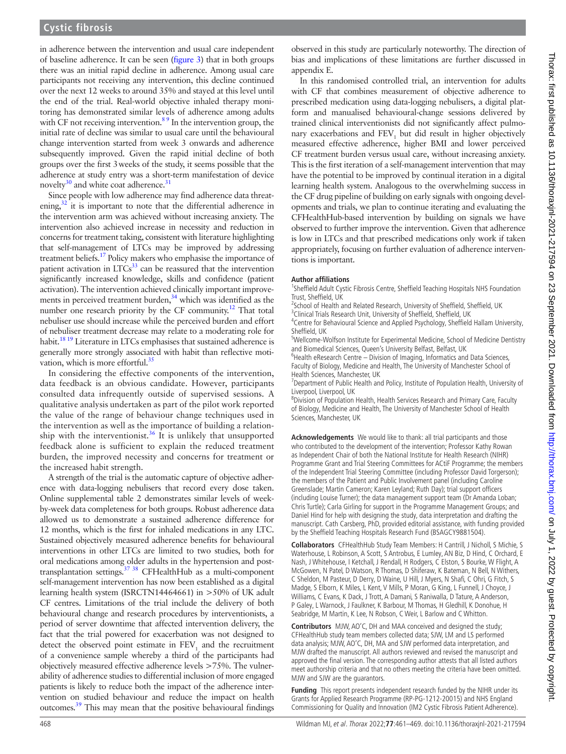in adherence between the intervention and usual care independent of baseline adherence. It can be seen (figure 3) that in both groups there was an initial rapid decline in adherence. Among usual care participants not receiving any intervention, this decline continued over the next 12 weeks to around 35% and stayed at this level until the end of the trial. Real-world objective inhaled therapy monitoring has demonstrated similar levels of adherence among adults with CF not receiving intervention.[8 9] In the intervention group, the initial rate of decline was similar to usual care until the behavioural change intervention started from week 3 onwards and adherence subsequently improved. Given the rapid initial decline of both groups over the first 3 weeks of the study, it seems possible that the adherence at study entry was a short-term manifestation of device novelty[30] and white coat adherence.[31]

Since people with low adherence may find adherence data threatening,[32] it is important to note that the differential adherence in the intervention arm was achieved without increasing anxiety. The intervention also achieved increase in necessity and reduction in concerns for treatment taking, consistent with literature highlighting that self-management of LTCs may be improved by addressing treatment beliefs.[17] Policy makers who emphasise the importance of patient activation in LTCs[33] can be reassured that the intervention significantly increased knowledge, skills and confidence (patient activation). The intervention achieved clinically important improvements in perceived treatment burden,[34] which was identified as the number one research priority by the CF community.[12] That total nebuliser use should increase while the perceived burden and effort of nebuliser treatment decrease may relate to a moderating role for habit.[18 19] Literature in LTCs emphasises that sustained adherence is generally more strongly associated with habit than reflective motivation, which is more effortful.[35]

In considering the effective components of the intervention, data feedback is an obvious candidate. However, participants consulted data infrequently outside of supervised sessions. A qualitative analysis undertaken as part of the pilot work reported the value of the range of behaviour change techniques used in the intervention as well as the importance of building a relationship with the interventionist.[36] It is unlikely that unsupported feedback alone is sufficient to explain the reduced treatment burden, the improved necessity and concerns for treatment or the increased habit strength.

A strength of the trial is the automatic capture of objective adherence with data-logging nebulisers that record every dose taken. Online supplemental table 2 demonstrates similar levels of week-by-week data completeness for both groups. Robust adherence data allowed us to demonstrate a sustained adherence difference for 12 months, which is the first for inhaled medications in any LTC. Sustained objectively measured adherence benefits for behavioural interventions in other LTCs are limited to two studies, both for oral medications among older adults in the hypertension and post-transplantation settings.[37 38] CFHealthHub as a multi-component self-management intervention has now been established as a digital learning health system (ISRCTN14464661) in >50% of UK adult CF centres. Limitations of the trial include the delivery of both behavioural change and research procedures by interventionists, a period of server downtime that affected intervention delivery, the fact that the trial powered for exacerbation was not designed to detect the observed point estimate in $FEV_1$ and the recruitment of a convenience sample whereby a third of the participants had objectively measured effective adherence levels >75%. The vulnerability of adherence studies to differential inclusion of more engaged patients is likely to reduce both the impact of the adherence intervention on studied behaviour and reduce the impact on health outcomes.[39] This may mean that the positive behavioural findings observed in this study are particularly noteworthy. The direction of bias and implications of these limitations are further discussed in appendix E.

In this randomised controlled trial, an intervention for adults with CF that combines measurement of objective adherence to prescribed medication using data-logging nebulisers, a digital platform and manualised behavioural-change sessions delivered by trained clinical interventionists did not significantly affect pulmonary exacerbations and $FEV_1$ but did result in higher objectively measured effective adherence, higher BMI and lower perceived CF treatment burden versus usual care, without increasing anxiety. This is the first iteration of a self-management intervention that may have the potential to be improved by continual iteration in a digital learning health system. Analogous to the overwhelming success in the CF drug pipeline of building on early signals with ongoing developments and trials, we plan to continue iterating and evaluating the CFHealthHub-based intervention by building on signals we have observed to further improve the intervention. Given that adherence is low in LTCs and that prescribed medications only work if taken appropriately, focusing on further evaluation of adherence interventions is important.

**Author affiliations**

[1]Sheffield Adult Cystic Fibrosis Centre, Sheffield Teaching Hospitals NHS Foundation Trust, Sheffield, UK
[2]School of Health and Related Research, University of Sheffield, Sheffield, UK
[3]Clinical Trials Research Unit, University of Sheffield, Sheffield, UK
[4]Centre for Behavioural Science and Applied Psychology, Sheffield Hallam University, Sheffield, UK
[5]Wellcome-Wolfson Institute for Experimental Medicine, School of Medicine Dentistry and Biomedical Sciences, Queen's University Belfast, Belfast, UK
[6]Health eResearch Centre – Division of Imaging, Informatics and Data Sciences, Faculty of Biology, Medicine and Health, The University of Manchester School of Health Sciences, Manchester, UK
[7]Department of Public Health and Policy, Institute of Population Health, University of Liverpool, Liverpool, UK
[8]Division of Population Health, Health Services Research and Primary Care, Faculty of Biology, Medicine and Health, The University of Manchester School of Health Sciences, Manchester, UK

**Acknowledgements** We would like to thank: all trial participants and those who contributed to the development of the intervention; Professor Kathy Rowan as Independent Chair of both the National Institute for Health Research (NIHR) Programme Grant and Trial Steering Committees for ACtiF Programme; the members of the Independent Trial Steering Committee (including Professor David Torgerson); the members of the Patient and Public Involvement panel (including Caroline Greenslade; Martin Cameron; Karen Leyland; Ruth Day); trial support officers (including Louise Turner); the data management support team (Dr Amanda Loban; Chris Turtle); Carla Girling for support in the Programme Management Groups; and Daniel Hind for help with designing the study, data interpretation and drafting the manuscript. Cath Carsberg, PhD, provided editorial assistance, with funding provided by the Sheffield Teaching Hospitals Research Fund (BSAGCY9881504).

**Collaborators** CFHealthHub Study Team Members: H Cantrill, J Nicholl, S Michie, S Waterhouse, L Robinson, A Scott, S Antrobus, E Lumley, AN Biz, D Hind, C Orchard, E Nash, J Whitehouse, I Ketchall, J Rendall, H Rodgers, C Elston, S Bourke, W Flight, A McGowen, N Patel, D Watson, R Thomas, D Shiferaw, K Bateman, N Bell, N Withers, C Sheldon, M Pasteur, D Derry, D Waine, U Hill, J Myers, N Shafi, C Ohri, G Fitch, S Madge, S Elborn, K Miles, L Kent, V Mills, P Moran, G King, L Funnell, J Choyce, J Williams, C Evans, K Dack, J Trott, A Damani, S Raniwalla, D Tature, A Anderson, P Galey, L Warnock, J Faulkner, K Barbour, M Thomas, H Gledhill, K Donohue, H Seabridge, M Martin, K Lee, N Robson, C Weir, L Barlow and C Whitton.

**Contributors** MJW, AO'C, DH and MAA conceived and designed the study; CFHealthHub study team members collected data; SJW, LM and LS performed data analysis; MJW, AO'C, DH, MA and SJW performed data interpretation, and MJW drafted the manuscript. All authors reviewed and revised the manuscript and approved the final version. The corresponding author attests that all listed authors meet authorship criteria and that no others meeting the criteria have been omitted. MJW and SJW are the guarantors.

**Funding** This report presents independent research funded by the NIHR under its Grants for Applied Research Programme (RP-PG-1212-20015) and NHS England Commissioning for Quality and Innovation (IM2 Cystic Fibrosis Patient Adherence).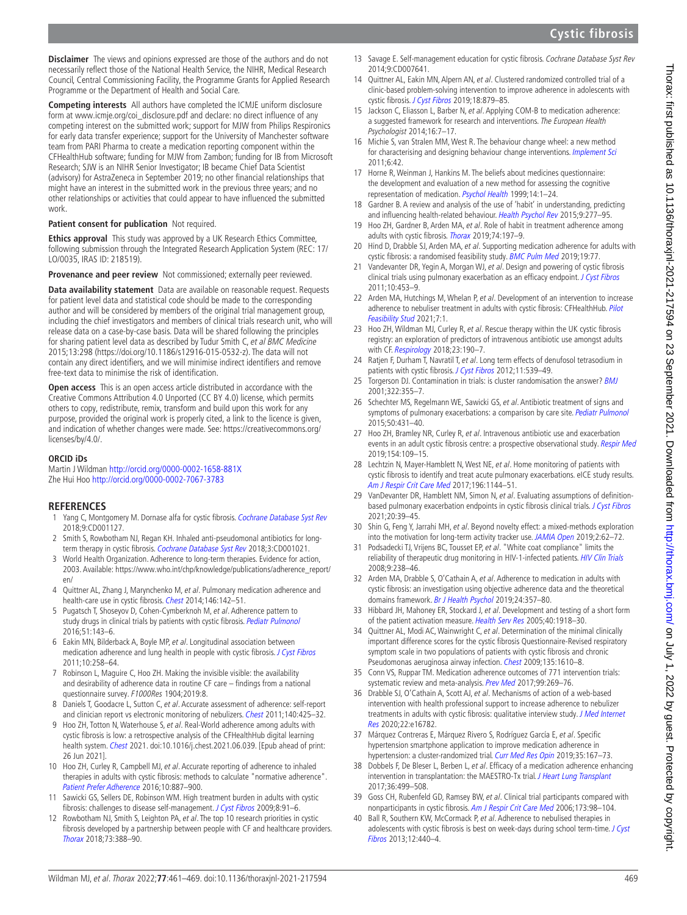**Disclaimer** The views and opinions expressed are those of the authors and do not necessarily reflect those of the National Health Service, the NIHR, Medical Research Council, Central Commissioning Facility, the Programme Grants for Applied Research Programme or the Department of Health and Social Care.

**Competing interests** All authors have completed the ICMJE uniform disclosure form at www.icmje.org/coi_disclosure.pdf and declare: no direct influence of any competing interest on the submitted work; support for MJW from Philips Respironics for early data transfer experience; support for the University of Manchester software team from PARI Pharma to create a medication reporting component within the CFHealthHub software; funding for MJW from Zambon; funding for IB from Microsoft Research; SJW is an NIHR Senior Investigator; IB became Chief Data Scientist (advisory) for AstraZeneca in September 2019; no other financial relationships that might have an interest in the submitted work in the previous three years; and no other relationships or activities that could appear to have influenced the submitted work.

**Patient consent for publication** Not required.

**Ethics approval** This study was approved by a UK Research Ethics Committee, following submission through the Integrated Research Application System (REC: 17/LO/0035, IRAS ID: 218519).

**Provenance and peer review** Not commissioned; externally peer reviewed.

**Data availability statement** Data are available on reasonable request. Requests for patient level data and statistical code should be made to the corresponding author and will be considered by members of the original trial management group, including the chief investigators and members of clinical trials research unit, who will release data on a case-by-case basis. Data will be shared following the principles for sharing patient level data as described by Tudur Smith C, *et al BMC Medicine* 2015;13:298 (https://doi.org/10.1186/s12916-015-0532-z). The data will not contain any direct identifiers, and we will minimise indirect identifiers and remove free-text data to minimise the risk of identification.

**Open access** This is an open access article distributed in accordance with the Creative Commons Attribution 4.0 Unported (CC BY 4.0) license, which permits others to copy, redistribute, remix, transform and build upon this work for any purpose, provided the original work is properly cited, a link to the licence is given, and indication of whether changes were made. See: https://creativecommons.org/licenses/by/4.0/.

**ORCID iDs**

Martin J Wildman http://orcid.org/0000-0002-1658-881X
Zhe Hui Hoo http://orcid.org/0000-0002-7067-3783

## REFERENCES

1. Yang C, Montgomery M. Dornase alfa for cystic fibrosis. *Cochrane Database Syst Rev* 2018;9:CD001127.
2. Smith S, Rowbotham NJ, Regan KH. Inhaled anti-pseudomonal antibiotics for long-term therapy in cystic fibrosis. *Cochrane Database Syst Rev* 2018;3:CD001021.
3. World Health Organization. Adherence to long-term therapies. Evidence for action, 2003. Available: https://www.who.int/chp/knowledge/publications/adherence_report/en/
4. Quittner AL, Zhang J, Marynchenko M, *et al*. Pulmonary medication adherence and health-care use in cystic fibrosis. *Chest* 2014;146:142–51.
5. Pugatsch T, Shoseyov D, Cohen-Cymberknoh M, *et al*. Adherence pattern to study drugs in clinical trials by patients with cystic fibrosis. *Pediatr Pulmonol* 2016;51:143–6.
6. Eakin MN, Bilderback A, Boyle MP, *et al*. Longitudinal association between medication adherence and lung health in people with cystic fibrosis. *J Cyst Fibros* 2011;10:258–64.
7. Robinson L, Maguire C, Hoo ZH. Making the invisible visible: the availability and desirability of adherence data in routine CF care – findings from a national questionnaire survey. *F1000Res* 1904;2019:8.
8. Daniels T, Goodacre L, Sutton C, *et al*. Accurate assessment of adherence: self-report and clinician report vs electronic monitoring of nebulizers. *Chest* 2011;140:425–32.
9. Hoo ZH, Totton N, Waterhouse S, *et al*. Real-World adherence among adults with cystic fibrosis is low: a retrospective analysis of the CFHealthHub digital learning health system. *Chest* 2021. doi:10.1016/j.chest.2021.06.039. [Epub ahead of print: 26 Jun 2021].
10. Hoo ZH, Curley R, Campbell MJ, *et al*. Accurate reporting of adherence to inhaled therapies in adults with cystic fibrosis: methods to calculate "normative adherence". *Patient Prefer Adherence* 2016;10:887–900.
11. Sawicki GS, Sellers DE, Robinson WM. High treatment burden in adults with cystic fibrosis: challenges to disease self-management. *J Cyst Fibros* 2009;8:91–6.
12. Rowbotham NJ, Smith S, Leighton PA, *et al*. The top 10 research priorities in cystic fibrosis developed by a partnership between people with CF and healthcare providers. *Thorax* 2018;73:388–90.
13. Savage E. Self-management education for cystic fibrosis. *Cochrane Database Syst Rev* 2014;9:CD007641.
14. Quittner AL, Eakin MN, Alpern AN, *et al*. Clustered randomized controlled trial of a clinic-based problem-solving intervention to improve adherence in adolescents with cystic fibrosis. *J Cyst Fibros* 2019;18:879–85.
15. Jackson C, Eliasson L, Barber N, *et al*. Applying COM-B to medication adherence: a suggested framework for research and interventions. *The European Health Psychologist* 2014;16:7–17.
16. Michie S, van Stralen MM, West R. The behaviour change wheel: a new method for characterising and designing behaviour change interventions. *Implement Sci* 2011;6:42.
17. Horne R, Weinman J, Hankins M. The beliefs about medicines questionnaire: the development and evaluation of a new method for assessing the cognitive representation of medication. *Psychol Health* 1999;14:1–24.
18. Gardner B. A review and analysis of the use of 'habit' in understanding, predicting and influencing health-related behaviour. *Health Psychol Rev* 2015;9:277–95.
19. Hoo ZH, Gardner B, Arden MA, *et al*. Role of habit in treatment adherence among adults with cystic fibrosis. *Thorax* 2019;74:197–9.
20. Hind D, Drabble SJ, Arden MA, *et al*. Supporting medication adherence for adults with cystic fibrosis: a randomised feasibility study. *BMC Pulm Med* 2019;19:77.
21. Vandevanter DR, Yegin A, Morgan WJ, *et al*. Design and powering of cystic fibrosis clinical trials using pulmonary exacerbation as an efficacy endpoint. *J Cyst Fibros* 2011;10:453–9.
22. Arden MA, Hutchings M, Whelan P, *et al*. Development of an intervention to increase adherence to nebuliser treatment in adults with cystic fibrosis: CFHealthHub. *Pilot Feasibility Stud* 2021;7:1.
23. Hoo ZH, Wildman MJ, Curley R, *et al*. Rescue therapy within the UK cystic fibrosis registry: an exploration of predictors of intravenous antibiotic use amongst adults with CF. *Respirology* 2018;23:190–7.
24. Ratjen F, Durham T, Navratil T, *et al*. Long term effects of denufosol tetrasodium in patients with cystic fibrosis. *J Cyst Fibros* 2012;11:539–49.
25. Torgerson DJ. Contamination in trials: is cluster randomisation the answer? *BMJ* 2001;322:355–7.
26. Schechter MS, Regelmann WE, Sawicki GS, *et al*. Antibiotic treatment of signs and symptoms of pulmonary exacerbations: a comparison by care site. *Pediatr Pulmonol* 2015;50:431–40.
27. Hoo ZH, Bramley NR, Curley R, *et al*. Intravenous antibiotic use and exacerbation events in an adult cystic fibrosis centre: a prospective observational study. *Respir Med* 2019;154:109–15.
28. Lechtzin N, Mayer-Hamblett N, West NE, *et al*. Home monitoring of patients with cystic fibrosis to identify and treat acute pulmonary exacerbations. eICE study results. *Am J Respir Crit Care Med* 2017;196:1144–51.
29. VanDevanter DR, Hamblett NM, Simon N, *et al*. Evaluating assumptions of definition-based pulmonary exacerbation endpoints in cystic fibrosis clinical trials. *J Cyst Fibros* 2021;20:39–45.
30. Shin G, Feng Y, Jarrahi MH, *et al*. Beyond novelty effect: a mixed-methods exploration into the motivation for long-term activity tracker use. *JAMIA Open* 2019;2:62–72.
31. Podsadecki TJ, Vrijens BC, Tousset EP, *et al*. "White coat compliance" limits the reliability of therapeutic drug monitoring in HIV-1-infected patients. *HIV Clin Trials* 2008;9:238–46.
32. Arden MA, Drabble S, O'Cathain A, *et al*. Adherence to medication in adults with cystic fibrosis: an investigation using objective adherence data and the theoretical domains framework. *Br J Health Psychol* 2019;24:357–80.
33. Hibbard JH, Mahoney ER, Stockard J, *et al*. Development and testing of a short form of the patient activation measure. *Health Serv Res* 2005;40:1918–30.
34. Quittner AL, Modi AC, Wainwright C, *et al*. Determination of the minimal clinically important difference scores for the cystic fibrosis Questionnaire-Revised respiratory symptom scale in two populations of patients with cystic fibrosis and chronic Pseudomonas aeruginosa airway infection. *Chest* 2009;135:1610–8.
35. Conn VS, Ruppar TM. Medication adherence outcomes of 771 intervention trials: systematic review and meta-analysis. *Prev Med* 2017;99:269–76.
36. Drabble SJ, O'Cathain A, Scott AJ, *et al*. Mechanisms of action of a web-based intervention with health professional support to increase adherence to nebulizer treatments in adults with cystic fibrosis: qualitative interview study. *J Med Internet Res* 2020;22:e16782.
37. Márquez Contreras E, Márquez Rivero S, Rodríguez García E, *et al*. Specific hypertension smartphone application to improve medication adherence in hypertension: a cluster-randomized trial. *Curr Med Res Opin* 2019;35:167–73.
38. Dobbels F, De Bleser L, Berben L, *et al*. Efficacy of a medication adherence enhancing intervention in transplantation: the MAESTRO-Tx trial. *J Heart Lung Transplant* 2017;36:499–508.
39. Goss CH, Rubenfeld GD, Ramsey BW, *et al*. Clinical trial participants compared with nonparticipants in cystic fibrosis. *Am J Respir Crit Care Med* 2006;173:98–104.
40. Ball R, Southern KW, McCormack P, *et al*. Adherence to nebulised therapies in adolescents with cystic fibrosis is best on week-days during school term-time. *J Cyst Fibros* 2013;12:440–4.